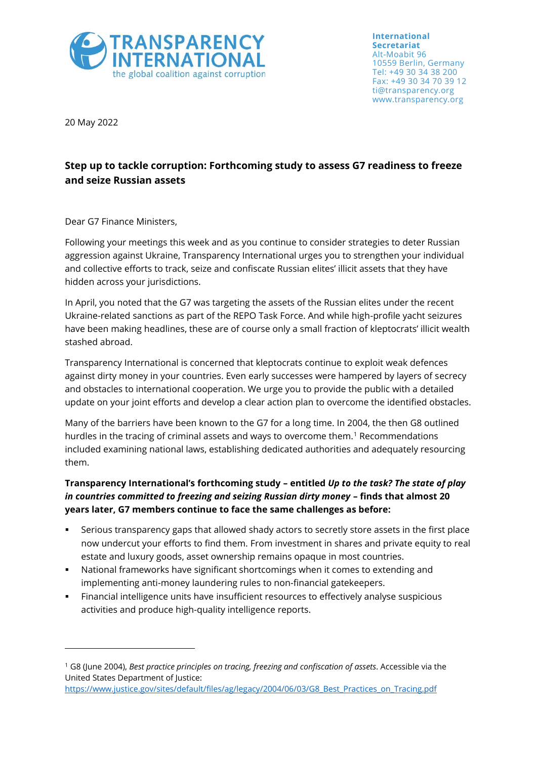TRANSPARENCY INTERNATIONAL
the global coalition against corruption

**International Secretariat**
Alt-Moabit 96
10559 Berlin, Germany
Tel: +49 30 34 38 200
Fax: +49 30 34 70 39 12
ti@transparency.org
www.transparency.org

20 May 2022

## Step up to tackle corruption: Forthcoming study to assess G7 readiness to freeze and seize Russian assets

Dear G7 Finance Ministers,

Following your meetings this week and as you continue to consider strategies to deter Russian aggression against Ukraine, Transparency International urges you to strengthen your individual and collective efforts to track, seize and confiscate Russian elites' illicit assets that they have hidden across your jurisdictions.

In April, you noted that the G7 was targeting the assets of the Russian elites under the recent Ukraine-related sanctions as part of the REPO Task Force. And while high-profile yacht seizures have been making headlines, these are of course only a small fraction of kleptocrats' illicit wealth stashed abroad.

Transparency International is concerned that kleptocrats continue to exploit weak defences against dirty money in your countries. Even early successes were hampered by layers of secrecy and obstacles to international cooperation. We urge you to provide the public with a detailed update on your joint efforts and develop a clear action plan to overcome the identified obstacles.

Many of the barriers have been known to the G7 for a long time. In 2004, the then G8 outlined hurdles in the tracing of criminal assets and ways to overcome them.[1] Recommendations included examining national laws, establishing dedicated authorities and adequately resourcing them.

**Transparency International's forthcoming study – entitled *Up to the task? The state of play in countries committed to freezing and seizing Russian dirty money* – finds that almost 20 years later, G7 members continue to face the same challenges as before:**

- Serious transparency gaps that allowed shady actors to secretly store assets in the first place now undercut your efforts to find them. From investment in shares and private equity to real estate and luxury goods, asset ownership remains opaque in most countries.
- National frameworks have significant shortcomings when it comes to extending and implementing anti-money laundering rules to non-financial gatekeepers.
- Financial intelligence units have insufficient resources to effectively analyse suspicious activities and produce high-quality intelligence reports.

---

[1] G8 (June 2004), *Best practice principles on tracing, freezing and confiscation of assets*. Accessible via the United States Department of Justice: https://www.justice.gov/sites/default/files/ag/legacy/2004/06/03/G8_Best_Practices_on_Tracing.pdf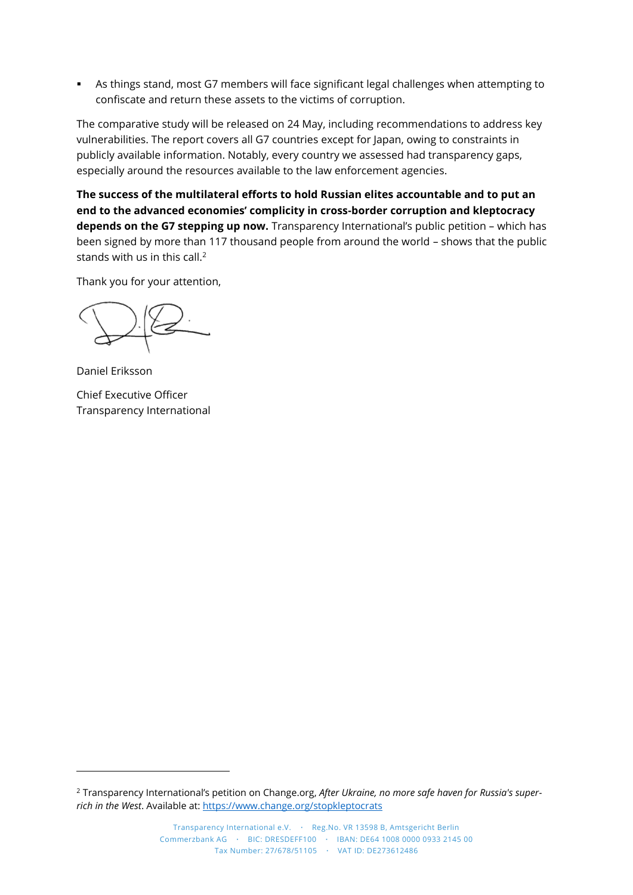- As things stand, most G7 members will face significant legal challenges when attempting to confiscate and return these assets to the victims of corruption.

The comparative study will be released on 24 May, including recommendations to address key vulnerabilities. The report covers all G7 countries except for Japan, owing to constraints in publicly available information. Notably, every country we assessed had transparency gaps, especially around the resources available to the law enforcement agencies.

**The success of the multilateral efforts to hold Russian elites accountable and to put an end to the advanced economies' complicity in cross-border corruption and kleptocracy depends on the G7 stepping up now.** Transparency International's public petition – which has been signed by more than 117 thousand people from around the world – shows that the public stands with us in this call.[2]

Thank you for your attention,

Daniel Eriksson

Chief Executive Officer
Transparency International

---

[2] Transparency International's petition on Change.org, *After Ukraine, no more safe haven for Russia's super-rich in the West*. Available at: [https://www.change.org/stopkleptocrats](https://www.change.org/stopkleptocrats)

Transparency International e.V. · Reg.No. VR 13598 B, Amtsgericht Berlin
Commerzbank AG · BIC: DRESDEFF100 · IBAN: DE64 1008 0000 0933 2145 00
Tax Number: 27/678/51105 · VAT ID: DE273612486